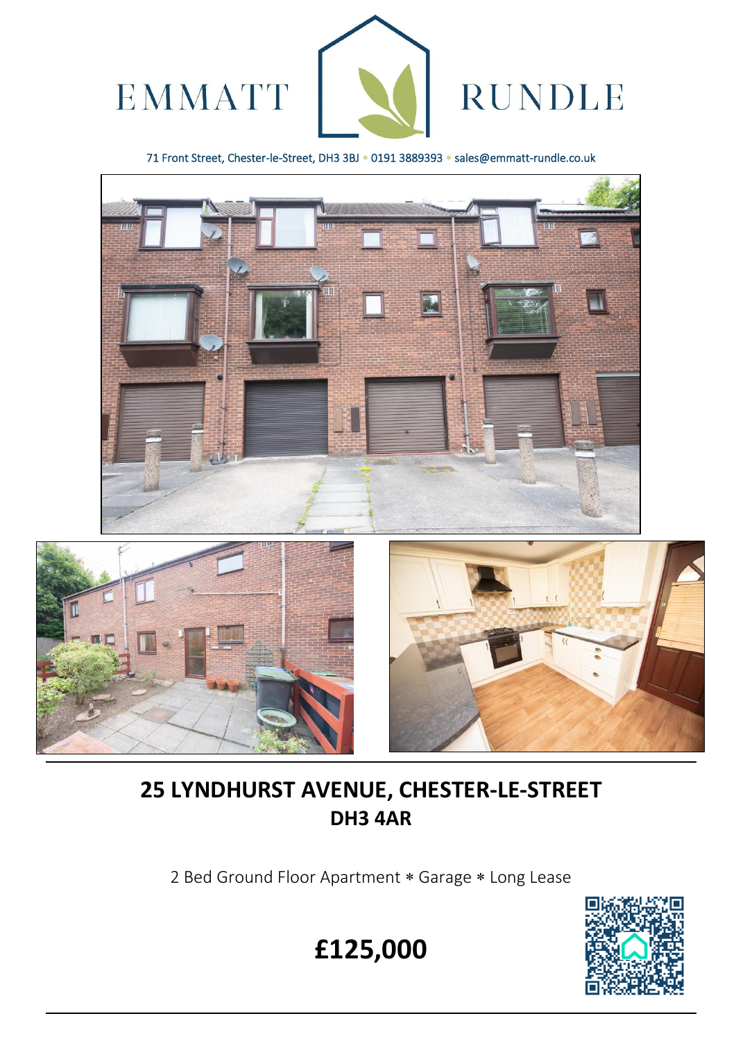EMMATT RUNDLE

71 Front Street, Chester-le-Street, DH3 3BJ * 0191 3889393 * sales@emmatt-rundle.co.uk

# 25 LYNDHURST AVENUE, CHESTER-LE-STREET
## DH3 4AR

2 Bed Ground Floor Apartment * Garage * Long Lease

# £125,000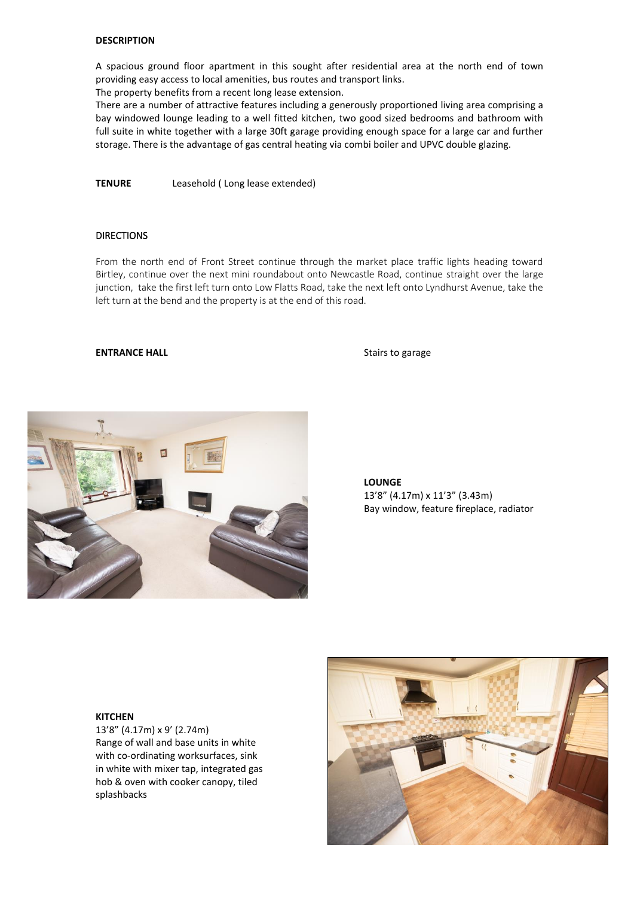**DESCRIPTION**

A spacious ground floor apartment in this sought after residential area at the north end of town providing easy access to local amenities, bus routes and transport links.
The property benefits from a recent long lease extension.
There are a number of attractive features including a generously proportioned living area comprising a bay windowed lounge leading to a well fitted kitchen, two good sized bedrooms and bathroom with full suite in white together with a large 30ft garage providing enough space for a large car and further storage. There is the advantage of gas central heating via combi boiler and UPVC double glazing.

**TENURE** Leasehold ( Long lease extended)

DIRECTIONS

From the north end of Front Street continue through the market place traffic lights heading toward Birtley, continue over the next mini roundabout onto Newcastle Road, continue straight over the large junction, take the first left turn onto Low Flatts Road, take the next left onto Lyndhurst Avenue, take the left turn at the bend and the property is at the end of this road.

**ENTRANCE HALL**

Stairs to garage

**LOUNGE**
13’8” (4.17m) x 11’3” (3.43m)
Bay window, feature fireplace, radiator

**KITCHEN**
13’8” (4.17m) x 9’ (2.74m)
Range of wall and base units in white with co-ordinating worksurfaces, sink in white with mixer tap, integrated gas hob & oven with cooker canopy, tiled splashbacks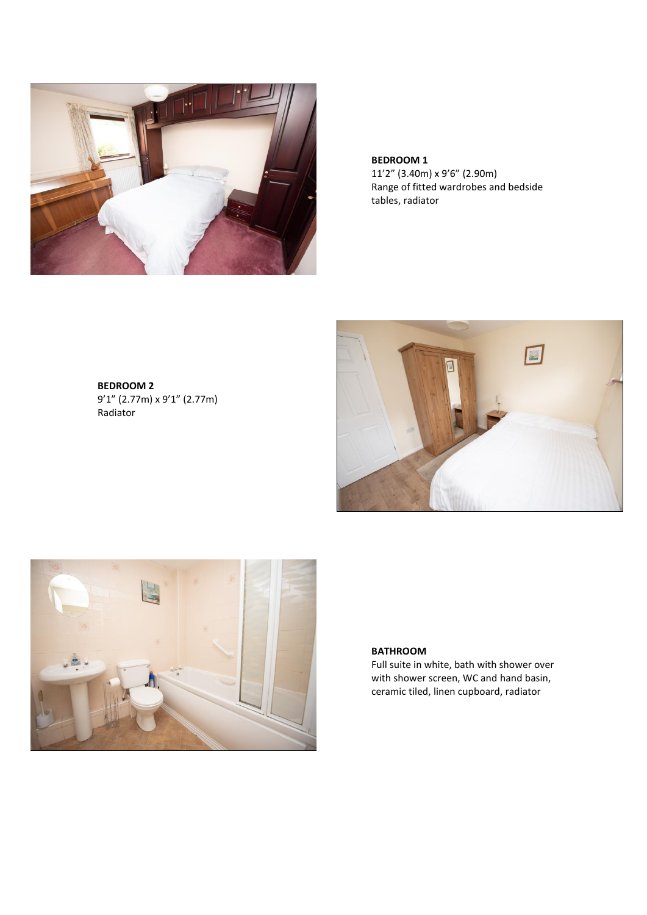**BEDROOM 1**
11'2" (3.40m) x 9'6" (2.90m)
Range of fitted wardrobes and bedside tables, radiator

**BEDROOM 2**
9'1" (2.77m) x 9'1" (2.77m)
Radiator

**BATHROOM**
Full suite in white, bath with shower over with shower screen, WC and hand basin, ceramic tiled, linen cupboard, radiator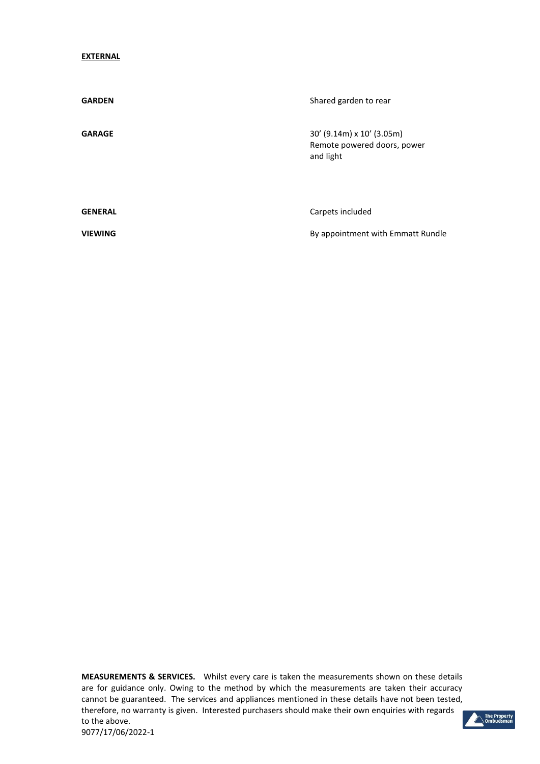**EXTERNAL**

| | |
|---|---|
| **GARDEN** | Shared garden to rear |
| **GARAGE** | 30' (9.14m) x 10' (3.05m) Remote powered doors, power and light |
| **GENERAL** | Carpets included |
| **VIEWING** | By appointment with Emmatt Rundle |

**MEASUREMENTS & SERVICES.** Whilst every care is taken the measurements shown on these details are for guidance only. Owing to the method by which the measurements are taken their accuracy cannot be guaranteed. The services and appliances mentioned in these details have not been tested, therefore, no warranty is given. Interested purchasers should make their own enquiries with regards to the above.

9077/17/06/2022-1